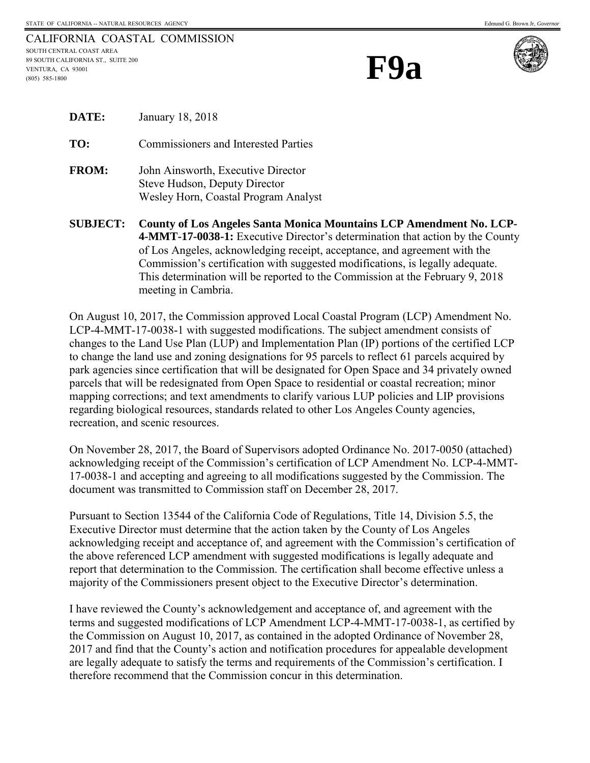STATE OF CALIFORNIA -- NATURAL RESOURCES AGENCY                                                                                                    Edmund G. Brown Jr, *Governor*

CALIFORNIA COASTAL COMMISSION
SOUTH CENTRAL COAST AREA
89 SOUTH CALIFORNIA ST., SUITE 200
VENTURA, CA 93001
(805) 585-1800

# F9a

**DATE:** January 18, 2018

**TO:** Commissioners and Interested Parties

**FROM:** John Ainsworth, Executive Director
Steve Hudson, Deputy Director
Wesley Horn, Coastal Program Analyst

**SUBJECT: County of Los Angeles Santa Monica Mountains LCP Amendment No. LCP-4-MMT-17-0038-1:** Executive Director's determination that action by the County of Los Angeles, acknowledging receipt, acceptance, and agreement with the Commission's certification with suggested modifications, is legally adequate. This determination will be reported to the Commission at the February 9, 2018 meeting in Cambria.

On August 10, 2017, the Commission approved Local Coastal Program (LCP) Amendment No. LCP-4-MMT-17-0038-1 with suggested modifications. The subject amendment consists of changes to the Land Use Plan (LUP) and Implementation Plan (IP) portions of the certified LCP to change the land use and zoning designations for 95 parcels to reflect 61 parcels acquired by park agencies since certification that will be designated for Open Space and 34 privately owned parcels that will be redesignated from Open Space to residential or coastal recreation; minor mapping corrections; and text amendments to clarify various LUP policies and LIP provisions regarding biological resources, standards related to other Los Angeles County agencies, recreation, and scenic resources.

On November 28, 2017, the Board of Supervisors adopted Ordinance No. 2017-0050 (attached) acknowledging receipt of the Commission's certification of LCP Amendment No. LCP-4-MMT-17-0038-1 and accepting and agreeing to all modifications suggested by the Commission. The document was transmitted to Commission staff on December 28, 2017.

Pursuant to Section 13544 of the California Code of Regulations, Title 14, Division 5.5, the Executive Director must determine that the action taken by the County of Los Angeles acknowledging receipt and acceptance of, and agreement with the Commission's certification of the above referenced LCP amendment with suggested modifications is legally adequate and report that determination to the Commission. The certification shall become effective unless a majority of the Commissioners present object to the Executive Director's determination.

I have reviewed the County's acknowledgement and acceptance of, and agreement with the terms and suggested modifications of LCP Amendment LCP-4-MMT-17-0038-1, as certified by the Commission on August 10, 2017, as contained in the adopted Ordinance of November 28, 2017 and find that the County's action and notification procedures for appealable development are legally adequate to satisfy the terms and requirements of the Commission's certification. I therefore recommend that the Commission concur in this determination.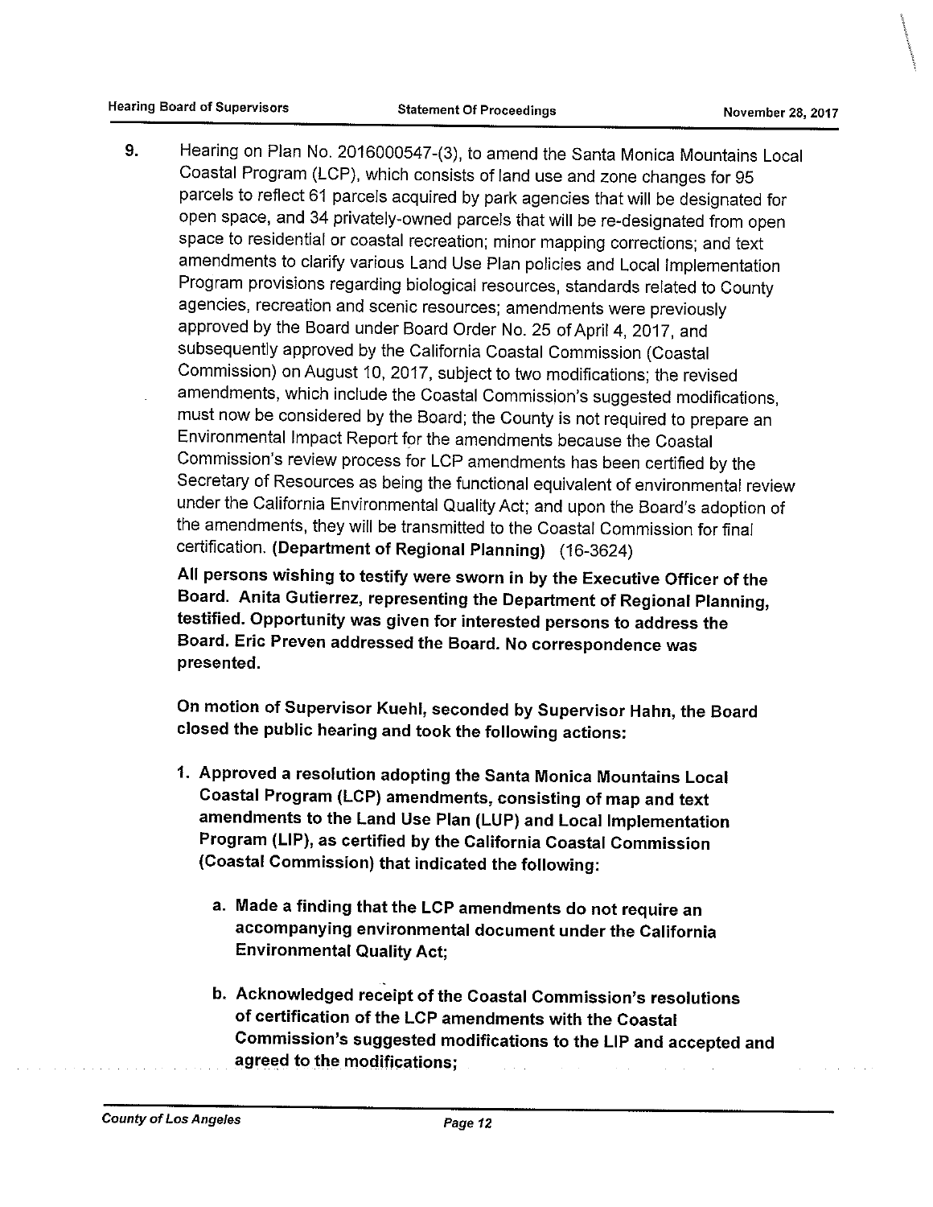9. Hearing on Plan No. 2016000547-(3), to amend the Santa Monica Mountains Local Coastal Program (LCP), which consists of land use and zone changes for 95 parcels to reflect 61 parcels acquired by park agencies that will be designated for open space, and 34 privately-owned parcels that will be re-designated from open space to residential or coastal recreation; minor mapping corrections; and text amendments to clarify various Land Use Plan policies and Local Implementation Program provisions regarding biological resources, standards related to County agencies, recreation and scenic resources; amendments were previously approved by the Board under Board Order No. 25 of April 4, 2017, and subsequently approved by the California Coastal Commission (Coastal Commission) on August 10, 2017, subject to two modifications; the revised amendments, which include the Coastal Commission's suggested modifications, must now be considered by the Board; the County is not required to prepare an Environmental Impact Report for the amendments because the Coastal Commission's review process for LCP amendments has been certified by the Secretary of Resources as being the functional equivalent of environmental review under the California Environmental Quality Act; and upon the Board's adoption of the amendments, they will be transmitted to the Coastal Commission for final certification. **(Department of Regional Planning)** (16-3624)

   **All persons wishing to testify were sworn in by the Executive Officer of the Board. Anita Gutierrez, representing the Department of Regional Planning, testified. Opportunity was given for interested persons to address the Board. Eric Preven addressed the Board. No correspondence was presented.**

   **On motion of Supervisor Kuehl, seconded by Supervisor Hahn, the Board closed the public hearing and took the following actions:**

   1. **Approved a resolution adopting the Santa Monica Mountains Local Coastal Program (LCP) amendments, consisting of map and text amendments to the Land Use Plan (LUP) and Local Implementation Program (LIP), as certified by the California Coastal Commission (Coastal Commission) that indicated the following:**

      a. **Made a finding that the LCP amendments do not require an accompanying environmental document under the California Environmental Quality Act;**

      b. **Acknowledged receipt of the Coastal Commission's resolutions of certification of the LCP amendments with the Coastal Commission's suggested modifications to the LIP and accepted and agreed to the modifications;**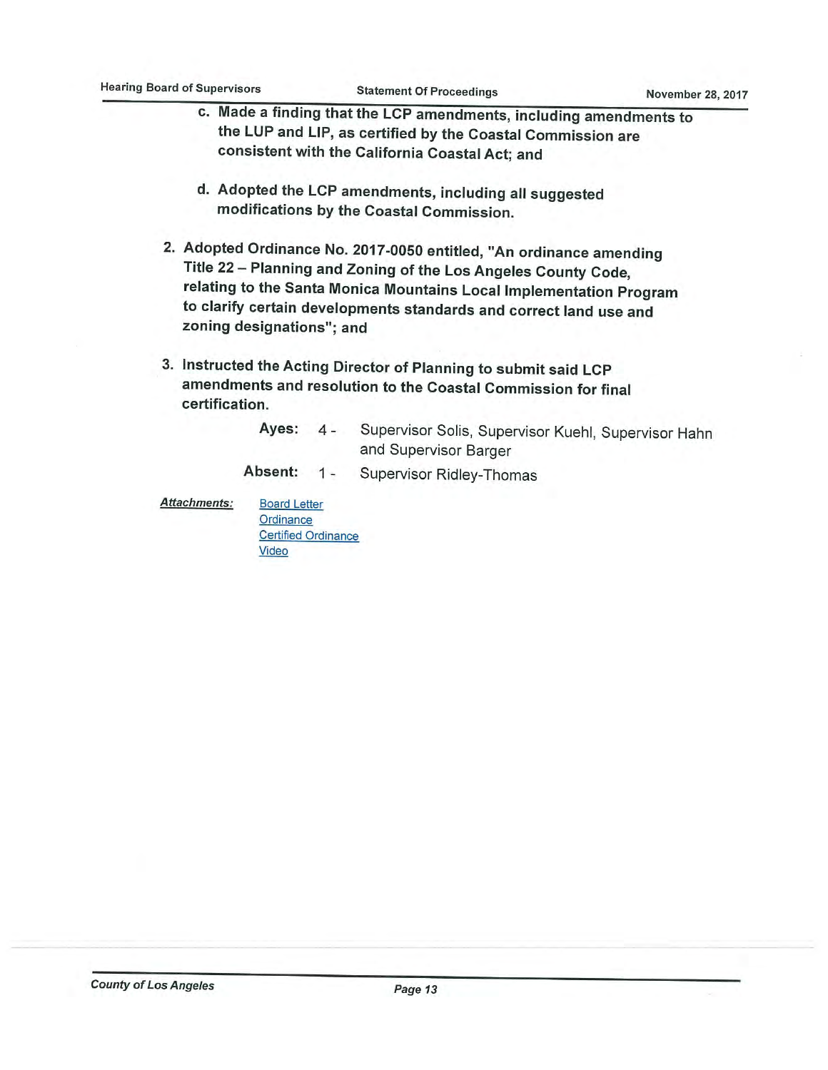c. **Made a finding that the LCP amendments, including amendments to the LUP and LIP, as certified by the Coastal Commission are consistent with the California Coastal Act; and**

d. **Adopted the LCP amendments, including all suggested modifications by the Coastal Commission.**

2. **Adopted Ordinance No. 2017-0050 entitled, "An ordinance amending Title 22 – Planning and Zoning of the Los Angeles County Code, relating to the Santa Monica Mountains Local Implementation Program to clarify certain developments standards and correct land use and zoning designations"; and**

3. **Instructed the Acting Director of Planning to submit said LCP amendments and resolution to the Coastal Commission for final certification.**

**Ayes:** 4 - Supervisor Solis, Supervisor Kuehl, Supervisor Hahn and Supervisor Barger

**Absent:** 1 - Supervisor Ridley-Thomas

***Attachments:*** Board Letter
Ordinance
Certified Ordinance
Video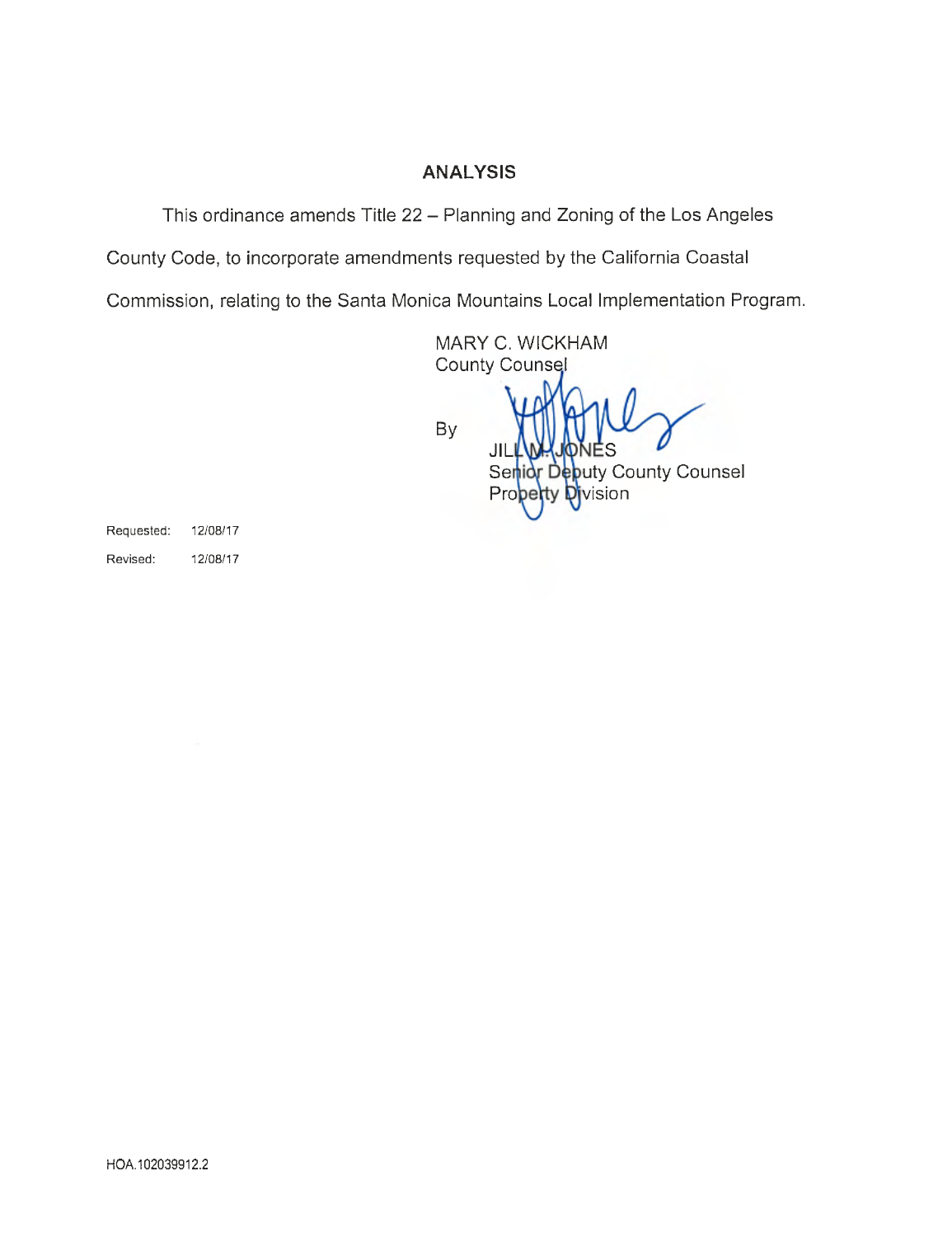## ANALYSIS

This ordinance amends Title 22 – Planning and Zoning of the Los Angeles County Code, to incorporate amendments requested by the California Coastal Commission, relating to the Santa Monica Mountains Local Implementation Program.

MARY C. WICKHAM
County Counsel

By

JILL M. JONES
Senior Deputy County Counsel
Property Division

Requested: 12/08/17

Revised: 12/08/17

HOA.102039912.2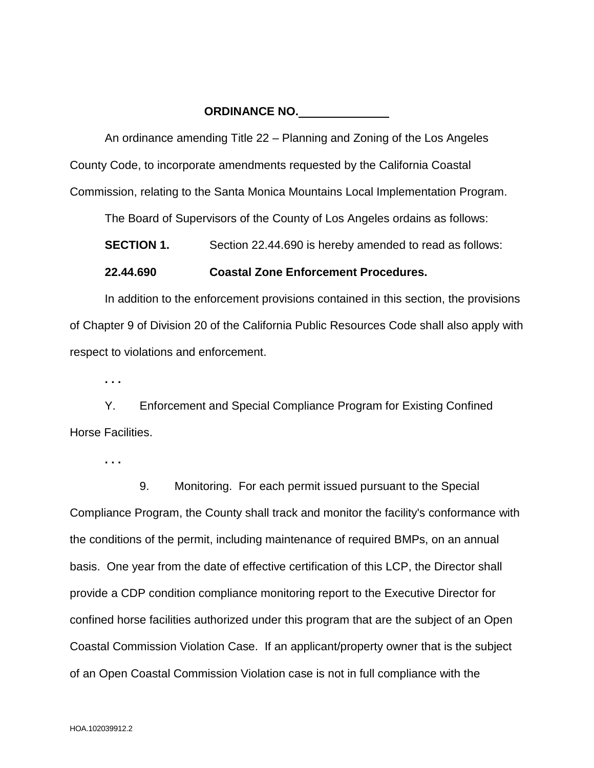**ORDINANCE NO.\_\_\_\_\_\_\_\_\_\_\_\_\_\_**

An ordinance amending Title 22 – Planning and Zoning of the Los Angeles County Code, to incorporate amendments requested by the California Coastal Commission, relating to the Santa Monica Mountains Local Implementation Program.

The Board of Supervisors of the County of Los Angeles ordains as follows:

**SECTION 1.** Section 22.44.690 is hereby amended to read as follows:

**22.44.690 Coastal Zone Enforcement Procedures.**

In addition to the enforcement provisions contained in this section, the provisions of Chapter 9 of Division 20 of the California Public Resources Code shall also apply with respect to violations and enforcement.

**. . .**

Y. Enforcement and Special Compliance Program for Existing Confined Horse Facilities.

**. . .**

9. Monitoring. For each permit issued pursuant to the Special Compliance Program, the County shall track and monitor the facility's conformance with the conditions of the permit, including maintenance of required BMPs, on an annual basis. One year from the date of effective certification of this LCP, the Director shall provide a CDP condition compliance monitoring report to the Executive Director for confined horse facilities authorized under this program that are the subject of an Open Coastal Commission Violation Case. If an applicant/property owner that is the subject of an Open Coastal Commission Violation case is not in full compliance with the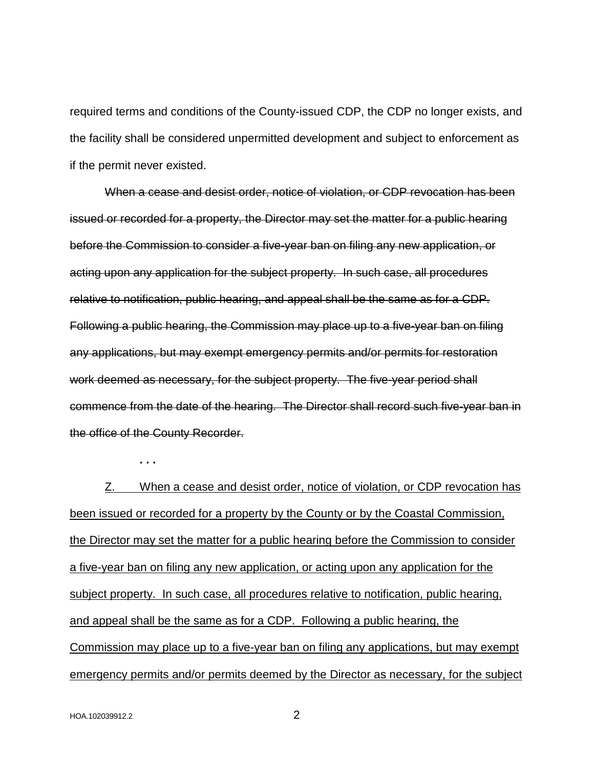required terms and conditions of the County-issued CDP, the CDP no longer exists, and the facility shall be considered unpermitted development and subject to enforcement as if the permit never existed.

~~When a cease and desist order, notice of violation, or CDP revocation has been issued or recorded for a property, the Director may set the matter for a public hearing before the Commission to consider a five-year ban on filing any new application, or acting upon any application for the subject property. In such case, all procedures relative to notification, public hearing, and appeal shall be the same as for a CDP. Following a public hearing, the Commission may place up to a five-year ban on filing any applications, but may exempt emergency permits and/or permits for restoration work deemed as necessary, for the subject property. The five-year period shall commence from the date of the hearing. The Director shall record such five-year ban in the office of the County Recorder.~~

. . .

<u>Z. When a cease and desist order, notice of violation, or CDP revocation has been issued or recorded for a property by the County or by the Coastal Commission, the Director may set the matter for a public hearing before the Commission to consider a five-year ban on filing any new application, or acting upon any application for the subject property. In such case, all procedures relative to notification, public hearing, and appeal shall be the same as for a CDP. Following a public hearing, the Commission may place up to a five-year ban on filing any applications, but may exempt emergency permits and/or permits deemed by the Director as necessary, for the subject</u>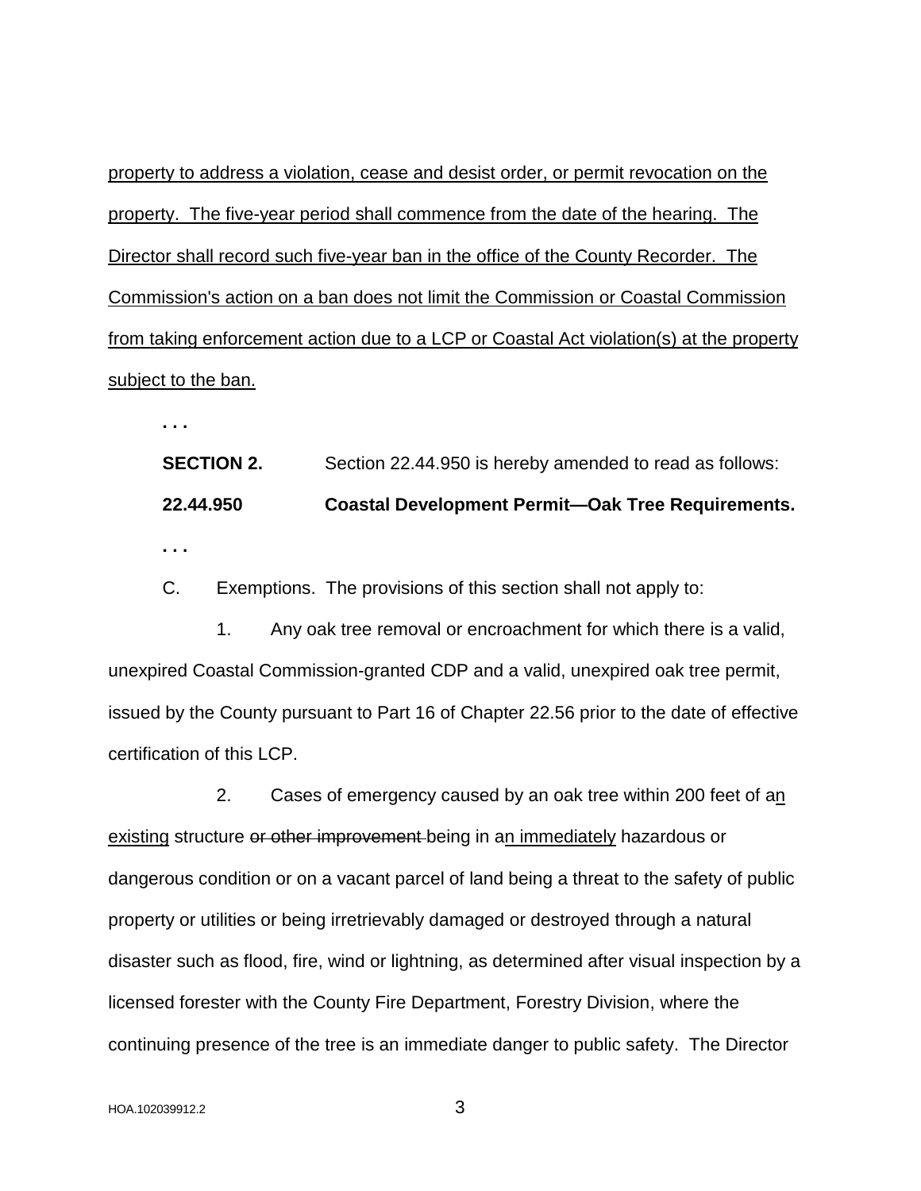<u>property to address a violation, cease and desist order, or permit revocation on the property. The five-year period shall commence from the date of the hearing. The Director shall record such five-year ban in the office of the County Recorder. The Commission's action on a ban does not limit the Commission or Coastal Commission from taking enforcement action due to a LCP or Coastal Act violation(s) at the property subject to the ban.</u>

. . .

**SECTION 2.** Section 22.44.950 is hereby amended to read as follows:

**22.44.950 Coastal Development Permit—Oak Tree Requirements.**

. . .

C. Exemptions. The provisions of this section shall not apply to:

1. Any oak tree removal or encroachment for which there is a valid, unexpired Coastal Commission-granted CDP and a valid, unexpired oak tree permit, issued by the County pursuant to Part 16 of Chapter 22.56 prior to the date of effective certification of this LCP.

2. Cases of emergency caused by an oak tree within 200 feet of a<u>n existing</u> structure ~~or other improvement~~ being in a<u>n immediately</u> hazardous or dangerous condition or on a vacant parcel of land being a threat to the safety of public property or utilities or being irretrievably damaged or destroyed through a natural disaster such as flood, fire, wind or lightning, as determined after visual inspection by a licensed forester with the County Fire Department, Forestry Division, where the continuing presence of the tree is an immediate danger to public safety. The Director

HOA.102039912.2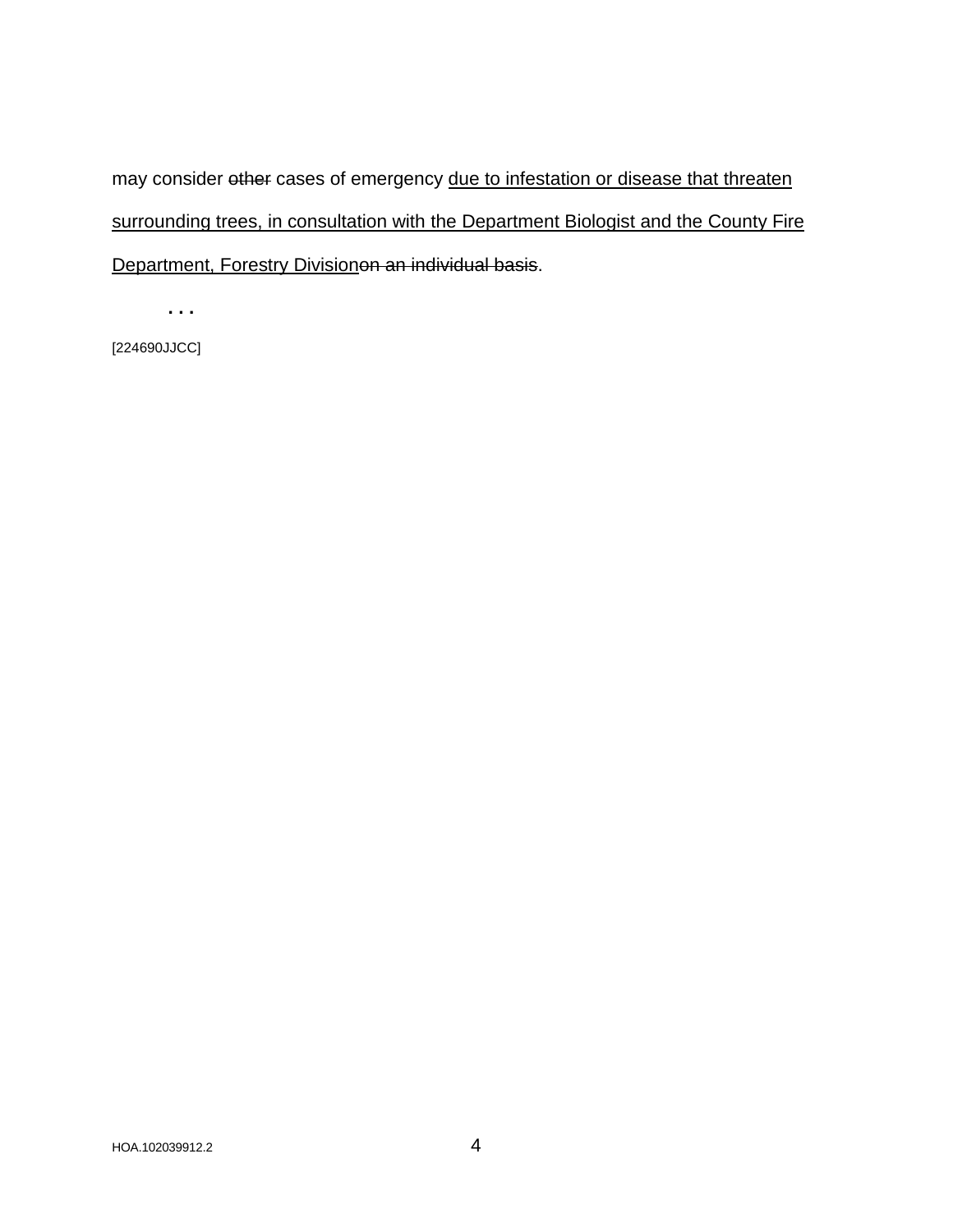may consider ~~other~~ cases of emergency <u>due to infestation or disease that threaten surrounding trees, in consultation with the Department Biologist and the County Fire Department, Forestry Division</u>~~on an individual basis~~.

. . .

[224690JJCC]

HOA.102039912.2